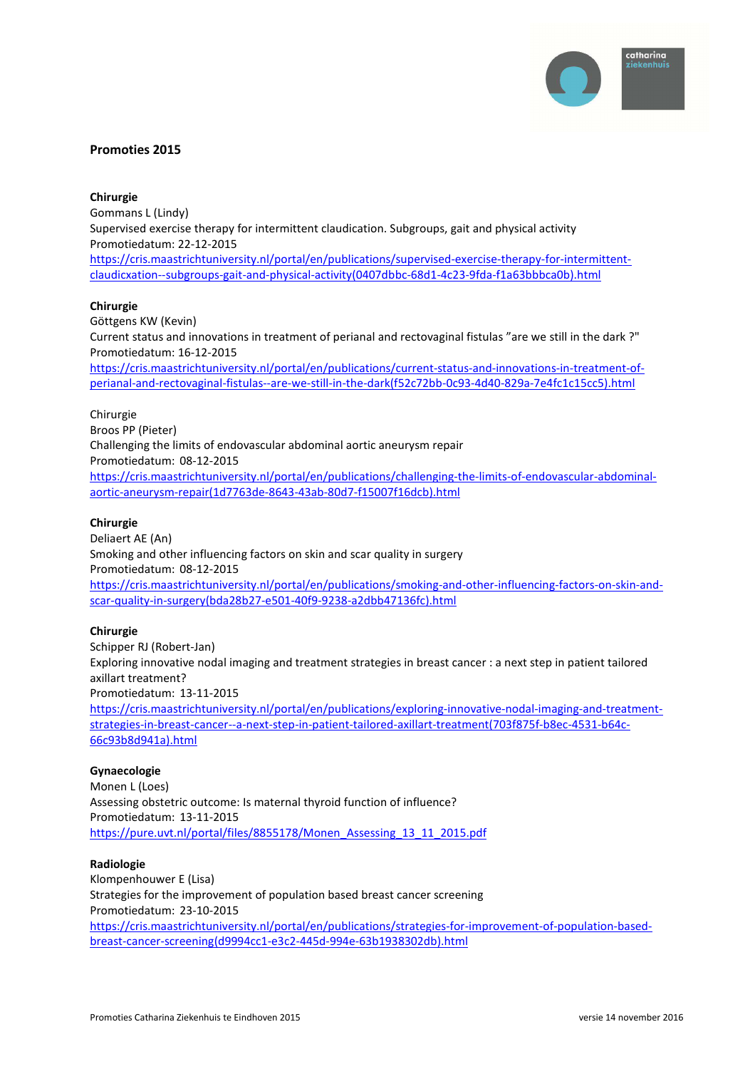## Promoties 2015

**Chirurgie**
Gommans L (Lindy)
Supervised exercise therapy for intermittent claudication. Subgroups, gait and physical activity
Promotiedatum: 22-12-2015
https://cris.maastrichtuniversity.nl/portal/en/publications/supervised-exercise-therapy-for-intermittent-claudicxation--subgroups-gait-and-physical-activity(0407dbbc-68d1-4c23-9fda-f1a63bbbca0b).html

**Chirurgie**
Göttgens KW (Kevin)
Current status and innovations in treatment of perianal and rectovaginal fistulas "are we still in the dark ?"
Promotiedatum: 16-12-2015
https://cris.maastrichtuniversity.nl/portal/en/publications/current-status-and-innovations-in-treatment-of-perianal-and-rectovaginal-fistulas--are-we-still-in-the-dark(f52c72bb-0c93-4d40-829a-7e4fc1c15cc5).html

Chirurgie
Broos PP (Pieter)
Challenging the limits of endovascular abdominal aortic aneurysm repair
Promotiedatum: 08-12-2015
https://cris.maastrichtuniversity.nl/portal/en/publications/challenging-the-limits-of-endovascular-abdominal-aortic-aneurysm-repair(1d7763de-8643-43ab-80d7-f15007f16dcb).html

**Chirurgie**
Deliaert AE (An)
Smoking and other influencing factors on skin and scar quality in surgery
Promotiedatum: 08-12-2015
https://cris.maastrichtuniversity.nl/portal/en/publications/smoking-and-other-influencing-factors-on-skin-and-scar-quality-in-surgery(bda28b27-e501-40f9-9238-a2dbb47136fc).html

**Chirurgie**
Schipper RJ (Robert-Jan)
Exploring innovative nodal imaging and treatment strategies in breast cancer : a next step in patient tailored axillart treatment?
Promotiedatum: 13-11-2015
https://cris.maastrichtuniversity.nl/portal/en/publications/exploring-innovative-nodal-imaging-and-treatment-strategies-in-breast-cancer--a-next-step-in-patient-tailored-axillart-treatment(703f875f-b8ec-4531-b64c-66c93b8d941a).html

**Gynaecologie**
Monen L (Loes)
Assessing obstetric outcome: Is maternal thyroid function of influence?
Promotiedatum: 13-11-2015
https://pure.uvt.nl/portal/files/8855178/Monen_Assessing_13_11_2015.pdf

**Radiologie**
Klompenhouwer E (Lisa)
Strategies for the improvement of population based breast cancer screening
Promotiedatum: 23-10-2015
https://cris.maastrichtuniversity.nl/portal/en/publications/strategies-for-improvement-of-population-based-breast-cancer-screening(d9994cc1-e3c2-445d-994e-63b1938302db).html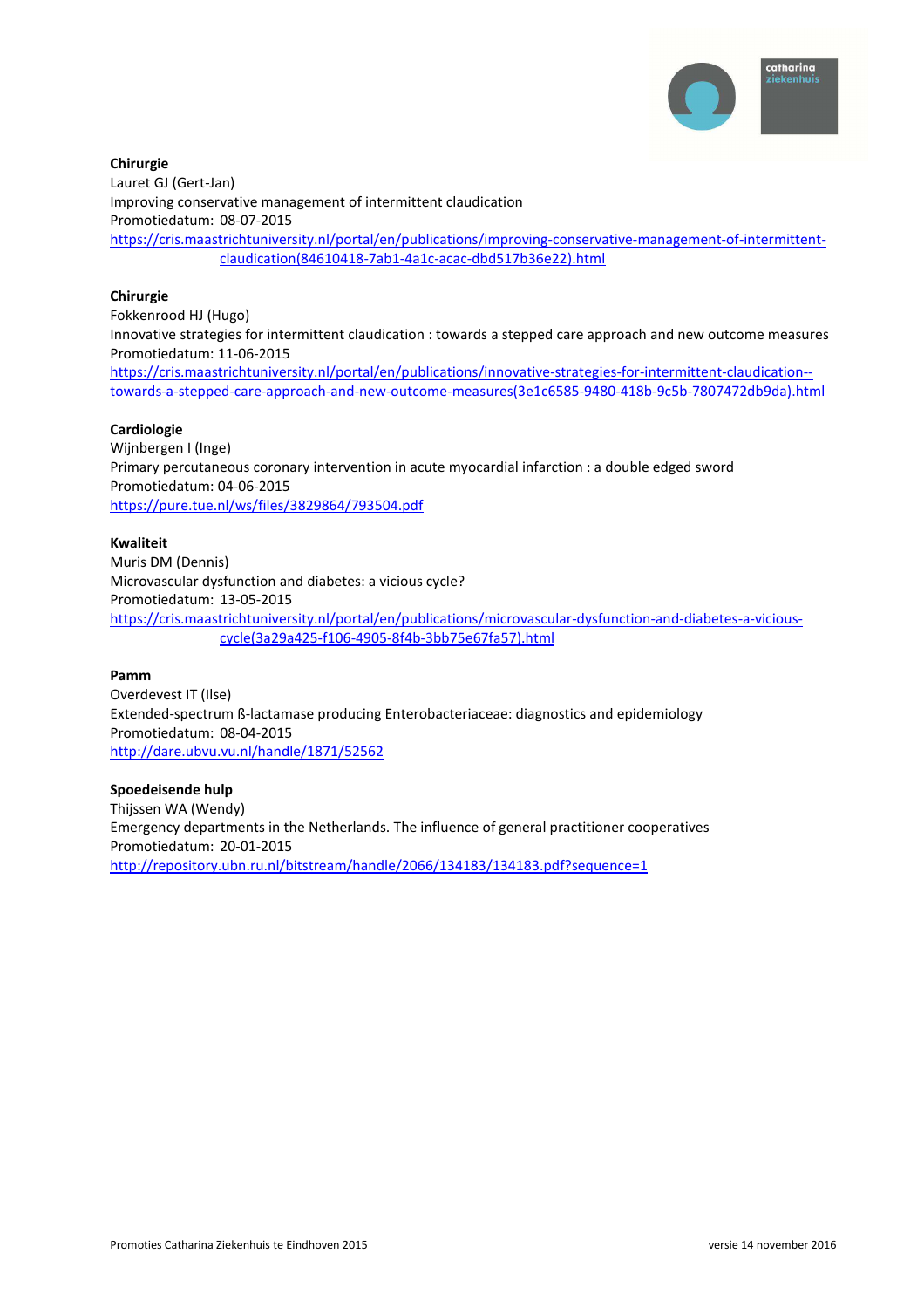**Chirurgie**
Lauret GJ (Gert-Jan)
Improving conservative management of intermittent claudication
Promotiedatum: 08-07-2015
https://cris.maastrichtuniversity.nl/portal/en/publications/improving-conservative-management-of-intermittent-claudication(84610418-7ab1-4a1c-acac-dbd517b36e22).html

**Chirurgie**
Fokkenrood HJ (Hugo)
Innovative strategies for intermittent claudication : towards a stepped care approach and new outcome measures
Promotiedatum: 11-06-2015
https://cris.maastrichtuniversity.nl/portal/en/publications/innovative-strategies-for-intermittent-claudication--towards-a-stepped-care-approach-and-new-outcome-measures(3e1c6585-9480-418b-9c5b-7807472db9da).html

**Cardiologie**
Wijnbergen I (Inge)
Primary percutaneous coronary intervention in acute myocardial infarction : a double edged sword
Promotiedatum: 04-06-2015
https://pure.tue.nl/ws/files/3829864/793504.pdf

**Kwaliteit**
Muris DM (Dennis)
Microvascular dysfunction and diabetes: a vicious cycle?
Promotiedatum: 13-05-2015
https://cris.maastrichtuniversity.nl/portal/en/publications/microvascular-dysfunction-and-diabetes-a-vicious-cycle(3a29a425-f106-4905-8f4b-3bb75e67fa57).html

**Pamm**
Overdevest IT (Ilse)
Extended-spectrum ß-lactamase producing Enterobacteriaceae: diagnostics and epidemiology
Promotiedatum: 08-04-2015
http://dare.ubvu.vu.nl/handle/1871/52562

**Spoedeisende hulp**
Thijssen WA (Wendy)
Emergency departments in the Netherlands. The influence of general practitioner cooperatives
Promotiedatum: 20-01-2015
http://repository.ubn.ru.nl/bitstream/handle/2066/134183/134183.pdf?sequence=1